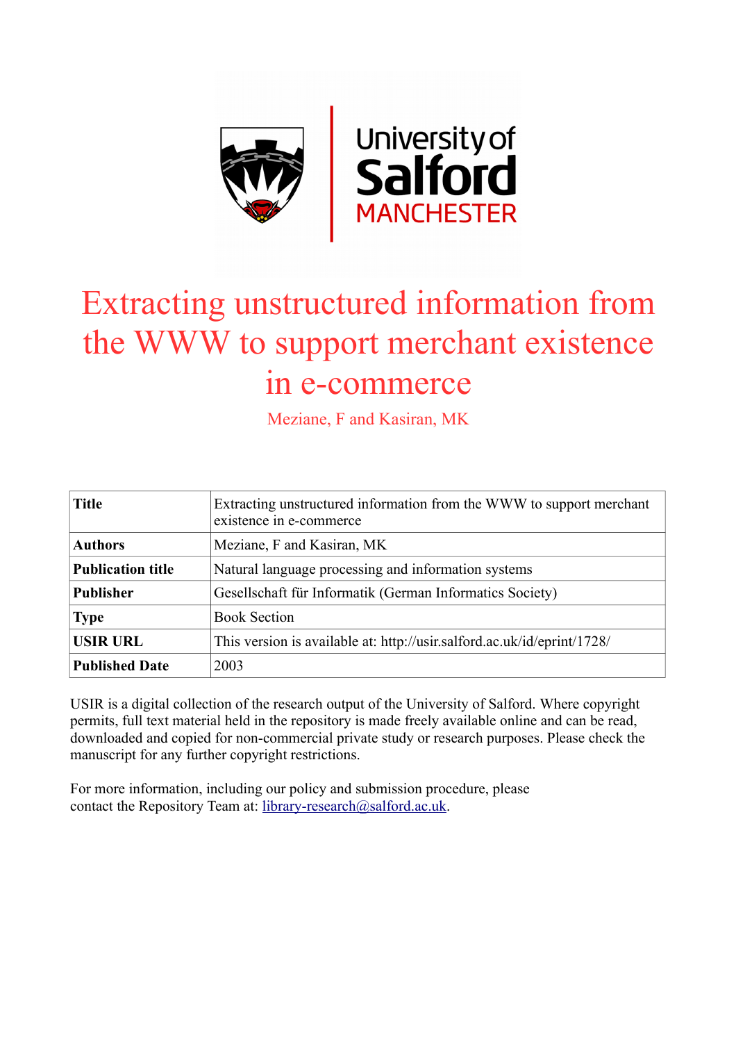# Extracting unstructured information from the WWW to support merchant existence in e-commerce

Meziane, F and Kasiran, MK

| Title | Extracting unstructured information from the WWW to support merchant existence in e-commerce |
| --- | --- |
| Authors | Meziane, F and Kasiran, MK |
| Publication title | Natural language processing and information systems |
| Publisher | Gesellschaft für Informatik (German Informatics Society) |
| Type | Book Section |
| USIR URL | This version is available at: http://usir.salford.ac.uk/id/eprint/1728/ |
| Published Date | 2003 |

USIR is a digital collection of the research output of the University of Salford. Where copyright permits, full text material held in the repository is made freely available online and can be read, downloaded and copied for non-commercial private study or research purposes. Please check the manuscript for any further copyright restrictions.

For more information, including our policy and submission procedure, please contact the Repository Team at: library-research@salford.ac.uk.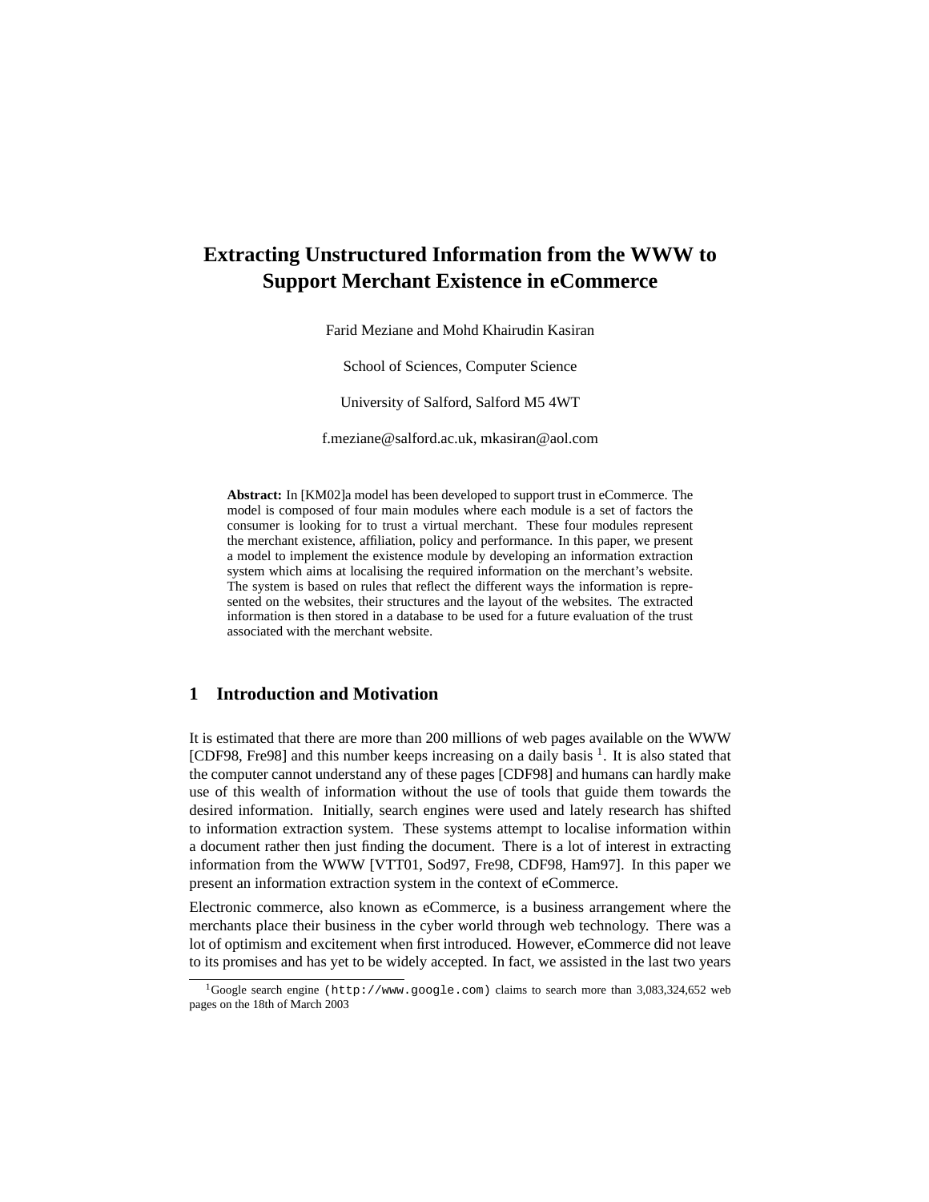# Extracting Unstructured Information from the WWW to Support Merchant Existence in eCommerce

Farid Meziane and Mohd Khairudin Kasiran

School of Sciences, Computer Science

University of Salford, Salford M5 4WT

f.meziane@salford.ac.uk, mkasiran@aol.com

**Abstract:** In [KM02]a model has been developed to support trust in eCommerce. The model is composed of four main modules where each module is a set of factors the consumer is looking for to trust a virtual merchant. These four modules represent the merchant existence, affiliation, policy and performance. In this paper, we present a model to implement the existence module by developing an information extraction system which aims at localising the required information on the merchant's website. The system is based on rules that reflect the different ways the information is represented on the websites, their structures and the layout of the websites. The extracted information is then stored in a database to be used for a future evaluation of the trust associated with the merchant website.

## 1 Introduction and Motivation

It is estimated that there are more than 200 millions of web pages available on the WWW [CDF98, Fre98] and this number keeps increasing on a daily basis [1]. It is also stated that the computer cannot understand any of these pages [CDF98] and humans can hardly make use of this wealth of information without the use of tools that guide them towards the desired information. Initially, search engines were used and lately research has shifted to information extraction system. These systems attempt to localise information within a document rather then just finding the document. There is a lot of interest in extracting information from the WWW [VTT01, Sod97, Fre98, CDF98, Ham97]. In this paper we present an information extraction system in the context of eCommerce.

Electronic commerce, also known as eCommerce, is a business arrangement where the merchants place their business in the cyber world through web technology. There was a lot of optimism and excitement when first introduced. However, eCommerce did not leave to its promises and has yet to be widely accepted. In fact, we assisted in the last two years

[1] Google search engine (http://www.google.com) claims to search more than 3,083,324,652 web pages on the 18th of March 2003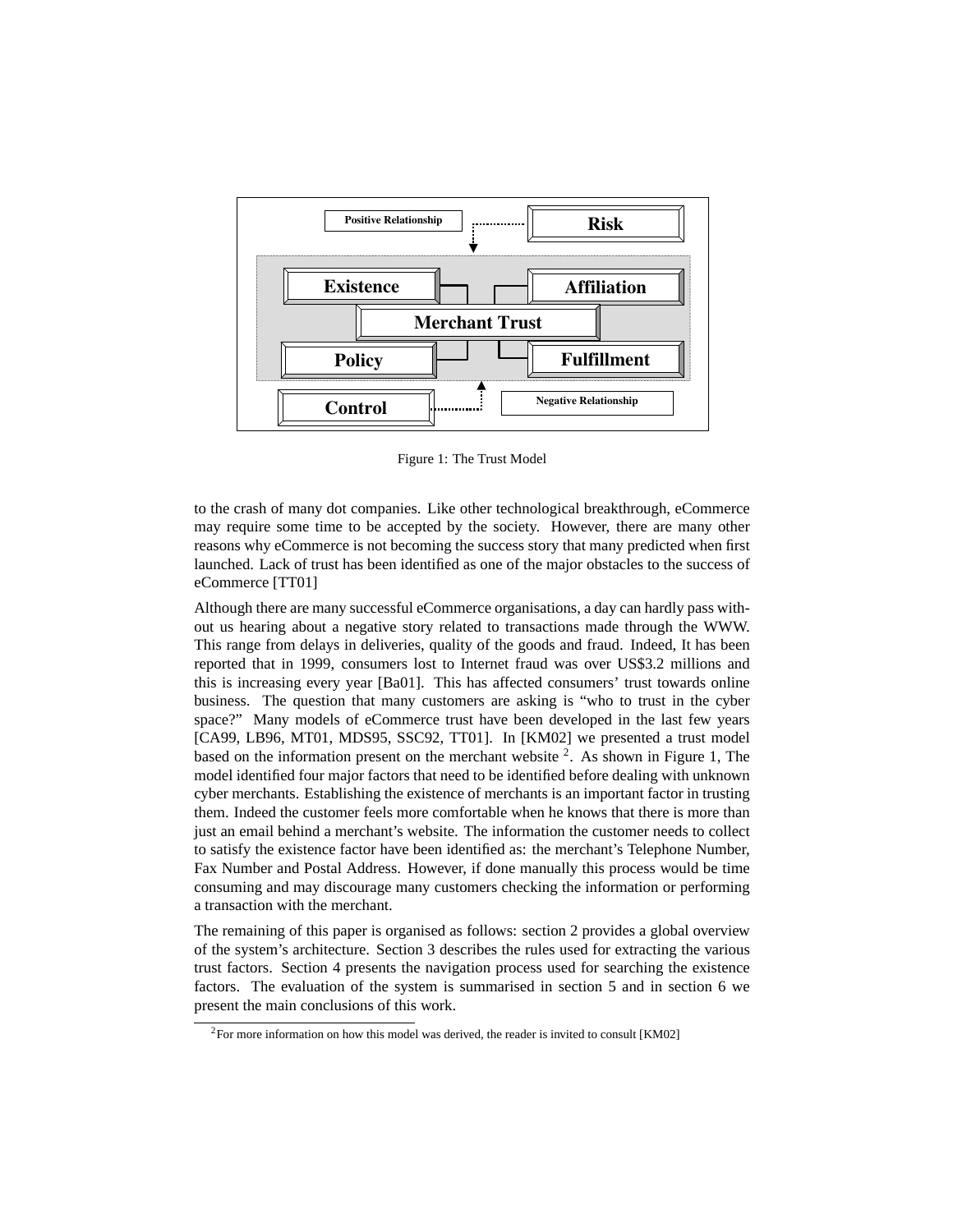Figure 1: The Trust Model

to the crash of many dot companies. Like other technological breakthrough, eCommerce may require some time to be accepted by the society. However, there are many other reasons why eCommerce is not becoming the success story that many predicted when first launched. Lack of trust has been identified as one of the major obstacles to the success of eCommerce [TT01]

Although there are many successful eCommerce organisations, a day can hardly pass without us hearing about a negative story related to transactions made through the WWW. This range from delays in deliveries, quality of the goods and fraud. Indeed, It has been reported that in 1999, consumers lost to Internet fraud was over US$3.2 millions and this is increasing every year [Ba01]. This has affected consumers' trust towards online business. The question that many customers are asking is "who to trust in the cyber space?" Many models of eCommerce trust have been developed in the last few years [CA99, LB96, MT01, MDS95, SSC92, TT01]. In [KM02] we presented a trust model based on the information present on the merchant website [2]. As shown in Figure 1, The model identified four major factors that need to be identified before dealing with unknown cyber merchants. Establishing the existence of merchants is an important factor in trusting them. Indeed the customer feels more comfortable when he knows that there is more than just an email behind a merchant's website. The information the customer needs to collect to satisfy the existence factor have been identified as: the merchant's Telephone Number, Fax Number and Postal Address. However, if done manually this process would be time consuming and may discourage many customers checking the information or performing a transaction with the merchant.

The remaining of this paper is organised as follows: section 2 provides a global overview of the system's architecture. Section 3 describes the rules used for extracting the various trust factors. Section 4 presents the navigation process used for searching the existence factors. The evaluation of the system is summarised in section 5 and in section 6 we present the main conclusions of this work.

[2] For more information on how this model was derived, the reader is invited to consult [KM02]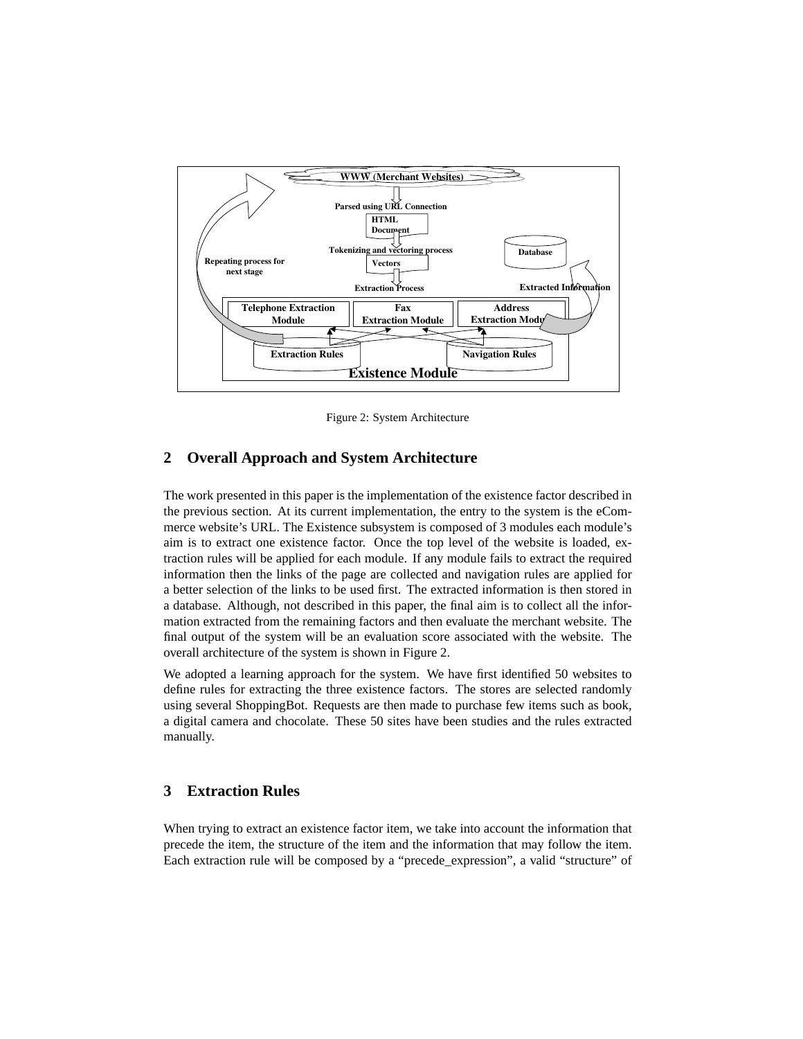Figure 2: System Architecture

## 2 Overall Approach and System Architecture

The work presented in this paper is the implementation of the existence factor described in the previous section. At its current implementation, the entry to the system is the eCommerce website's URL. The Existence subsystem is composed of 3 modules each module's aim is to extract one existence factor. Once the top level of the website is loaded, extraction rules will be applied for each module. If any module fails to extract the required information then the links of the page are collected and navigation rules are applied for a better selection of the links to be used first. The extracted information is then stored in a database. Although, not described in this paper, the final aim is to collect all the information extracted from the remaining factors and then evaluate the merchant website. The final output of the system will be an evaluation score associated with the website. The overall architecture of the system is shown in Figure 2.

We adopted a learning approach for the system. We have first identified 50 websites to define rules for extracting the three existence factors. The stores are selected randomly using several ShoppingBot. Requests are then made to purchase few items such as book, a digital camera and chocolate. These 50 sites have been studies and the rules extracted manually.

## 3 Extraction Rules

When trying to extract an existence factor item, we take into account the information that precede the item, the structure of the item and the information that may follow the item. Each extraction rule will be composed by a "precede_expression", a valid "structure" of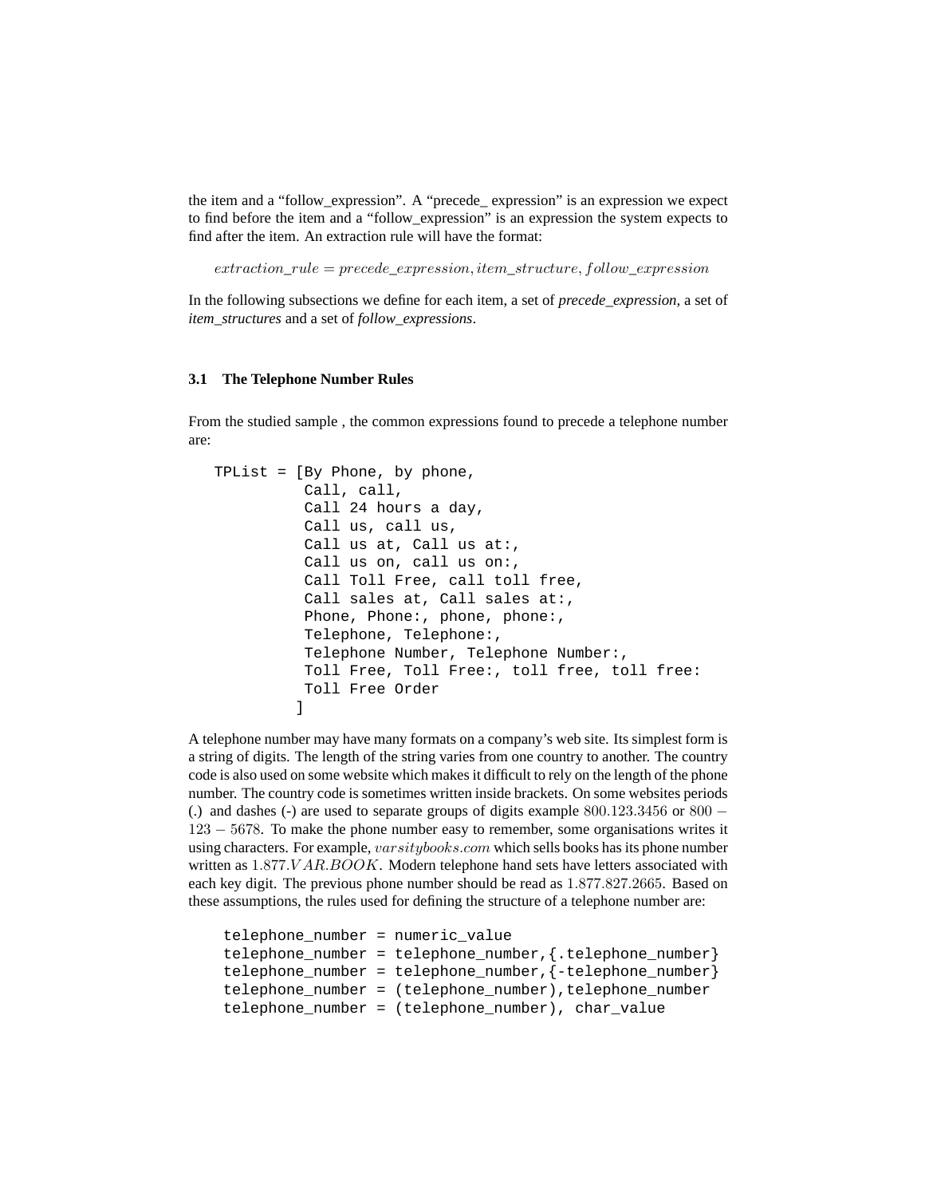the item and a "follow_expression". A "precede_ expression" is an expression we expect to find before the item and a "follow_expression" is an expression the system expects to find after the item. An extraction rule will have the format:

$$extraction\_rule = precede\_expression, item\_structure, follow\_expression$$

In the following subsections we define for each item, a set of *precede_expression*, a set of *item_structures* and a set of *follow_expressions*.

### 3.1 The Telephone Number Rules

From the studied sample , the common expressions found to precede a telephone number are:

```
TPList = [By Phone, by phone,
          Call, call,
          Call 24 hours a day,
          Call us, call us,
          Call us at, Call us at:,
          Call us on, call us on:,
          Call Toll Free, call toll free,
          Call sales at, Call sales at:,
          Phone, Phone:, phone, phone:,
          Telephone, Telephone:,
          Telephone Number, Telephone Number:,
          Toll Free, Toll Free:, toll free, toll free:
          Toll Free Order
         ]
```

A telephone number may have many formats on a company's web site. Its simplest form is a string of digits. The length of the string varies from one country to another. The country code is also used on some website which makes it difficult to rely on the length of the phone number. The country code is sometimes written inside brackets. On some websites periods (.) and dashes (-) are used to separate groups of digits example $800.123.3456$ or $800 - 123 - 5678$. To make the phone number easy to remember, some organisations writes it using characters. For example, $varsitybooks.com$ which sells books has its phone number written as $1.877.VAR.BOOK$. Modern telephone hand sets have letters associated with each key digit. The previous phone number should be read as $1.877.827.2665$. Based on these assumptions, the rules used for defining the structure of a telephone number are:

```
telephone_number = numeric_value
telephone_number = telephone_number,{.telephone_number}
telephone_number = telephone_number,{-telephone_number}
telephone_number = (telephone_number),telephone_number
telephone_number = (telephone_number), char_value
```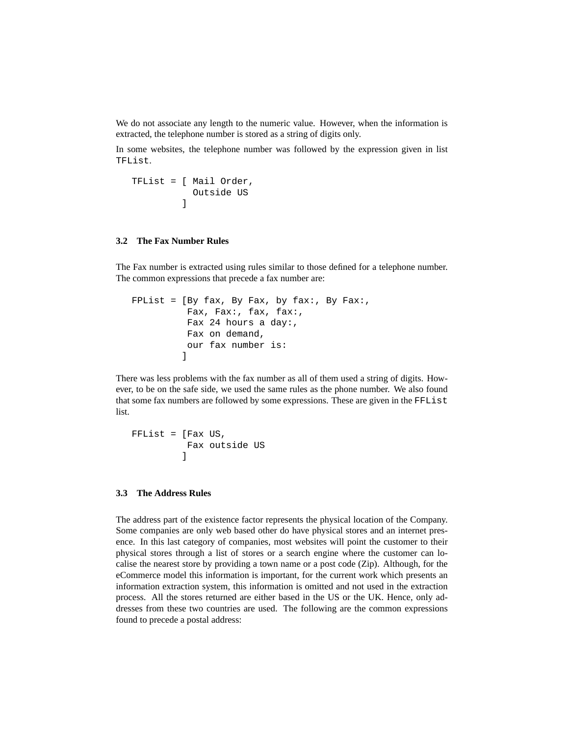We do not associate any length to the numeric value. However, when the information is extracted, the telephone number is stored as a string of digits only.

In some websites, the telephone number was followed by the expression given in list `TFList`.

```
TFList = [ Mail Order,
           Outside US
         ]
```

### 3.2 The Fax Number Rules

The Fax number is extracted using rules similar to those defined for a telephone number. The common expressions that precede a fax number are:

```
FPList = [By fax, By Fax, by fax:, By Fax:,
          Fax, Fax:, fax, fax:,
          Fax 24 hours a day:,
          Fax on demand,
          our fax number is:
         ]
```

There was less problems with the fax number as all of them used a string of digits. However, to be on the safe side, we used the same rules as the phone number. We also found that some fax numbers are followed by some expressions. These are given in the `FFList` list.

```
FFList = [Fax US,
          Fax outside US
         ]
```

### 3.3 The Address Rules

The address part of the existence factor represents the physical location of the Company. Some companies are only web based other do have physical stores and an internet presence. In this last category of companies, most websites will point the customer to their physical stores through a list of stores or a search engine where the customer can localise the nearest store by providing a town name or a post code (Zip). Although, for the eCommerce model this information is important, for the current work which presents an information extraction system, this information is omitted and not used in the extraction process. All the stores returned are either based in the US or the UK. Hence, only addresses from these two countries are used. The following are the common expressions found to precede a postal address: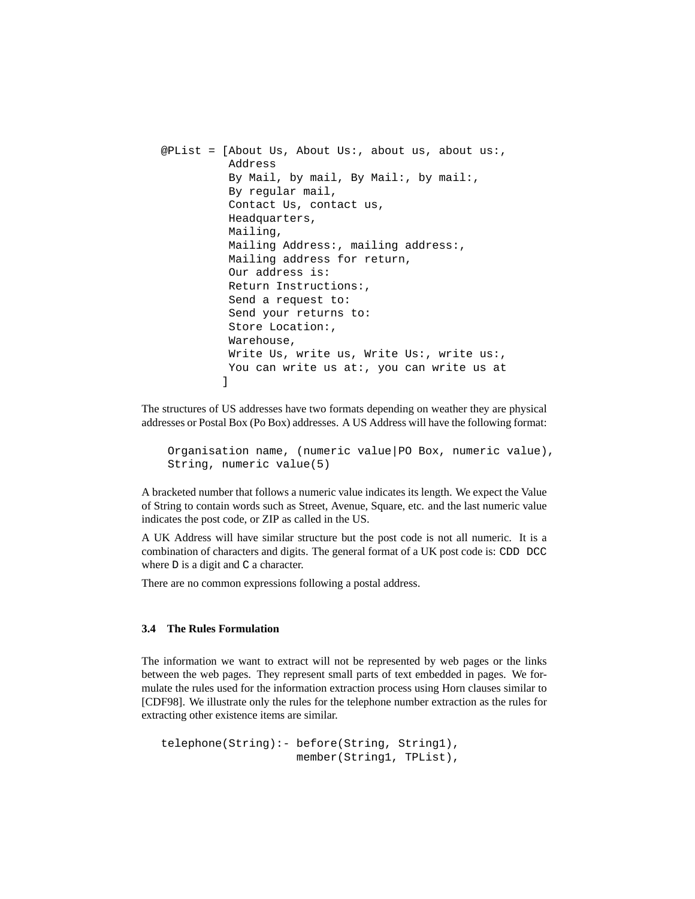```
@PList = [About Us, About Us:, about us, about us:,
          Address
          By Mail, by mail, By Mail:, by mail:,
          By regular mail,
          Contact Us, contact us,
          Headquarters,
          Mailing,
          Mailing Address:, mailing address:,
          Mailing address for return,
          Our address is:
          Return Instructions:,
          Send a request to:
          Send your returns to:
          Store Location:,
          Warehouse,
          Write Us, write us, Write Us:, write us:,
          You can write us at:, you can write us at
         ]
```

The structures of US addresses have two formats depending on weather they are physical addresses or Postal Box (Po Box) addresses. A US Address will have the following format:

```
Organisation name, (numeric value|PO Box, numeric value),
String, numeric value(5)
```

A bracketed number that follows a numeric value indicates its length. We expect the Value of String to contain words such as Street, Avenue, Square, etc. and the last numeric value indicates the post code, or ZIP as called in the US.

A UK Address will have similar structure but the post code is not all numeric. It is a combination of characters and digits. The general format of a UK post code is: `CDD DCC` where `D` is a digit and `C` a character.

There are no common expressions following a postal address.

### 3.4 The Rules Formulation

The information we want to extract will not be represented by web pages or the links between the web pages. They represent small parts of text embedded in pages. We formulate the rules used for the information extraction process using Horn clauses similar to [CDF98]. We illustrate only the rules for the telephone number extraction as the rules for extracting other existence items are similar.

```
telephone(String):- before(String, String1),
                    member(String1, TPList),
```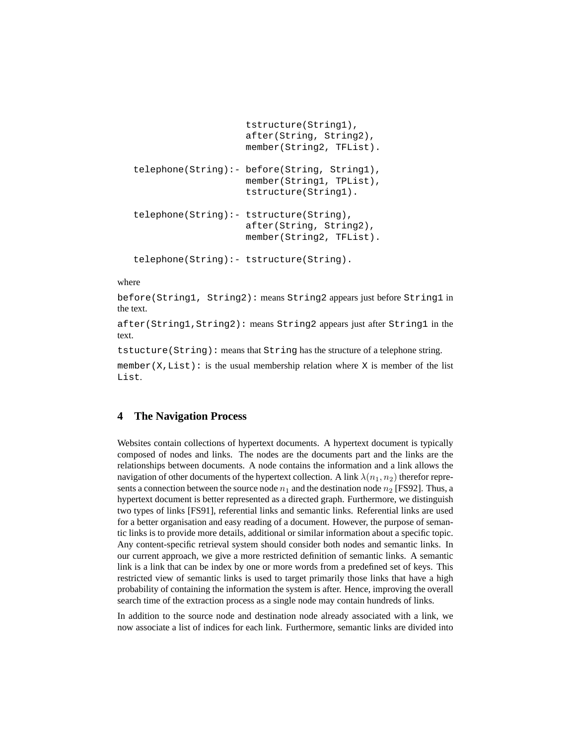```
                     tstructure(String1),
                     after(String, String2),
                     member(String2, TFList).

telephone(String):- before(String, String1),
                     member(String1, TPList),
                     tstructure(String1).

telephone(String):- tstructure(String),
                     after(String, String2),
                     member(String2, TFList).

telephone(String):- tstructure(String).
```

where

`before(String1, String2):` means `String2` appears just before `String1` in the text.

`after(String1,String2):` means `String2` appears just after `String1` in the text.

`tstucture(String):` means that `String` has the structure of a telephone string.

`member(X,List):` is the usual membership relation where `X` is member of the list `List`.

## 4 The Navigation Process

Websites contain collections of hypertext documents. A hypertext document is typically composed of nodes and links. The nodes are the documents part and the links are the relationships between documents. A node contains the information and a link allows the navigation of other documents of the hypertext collection. A link $\lambda(n_1, n_2)$ therefor represents a connection between the source node $n_1$ and the destination node $n_2$ [FS92]. Thus, a hypertext document is better represented as a directed graph. Furthermore, we distinguish two types of links [FS91], referential links and semantic links. Referential links are used for a better organisation and easy reading of a document. However, the purpose of semantic links is to provide more details, additional or similar information about a specific topic. Any content-specific retrieval system should consider both nodes and semantic links. In our current approach, we give a more restricted definition of semantic links. A semantic link is a link that can be index by one or more words from a predefined set of keys. This restricted view of semantic links is used to target primarily those links that have a high probability of containing the information the system is after. Hence, improving the overall search time of the extraction process as a single node may contain hundreds of links.

In addition to the source node and destination node already associated with a link, we now associate a list of indices for each link. Furthermore, semantic links are divided into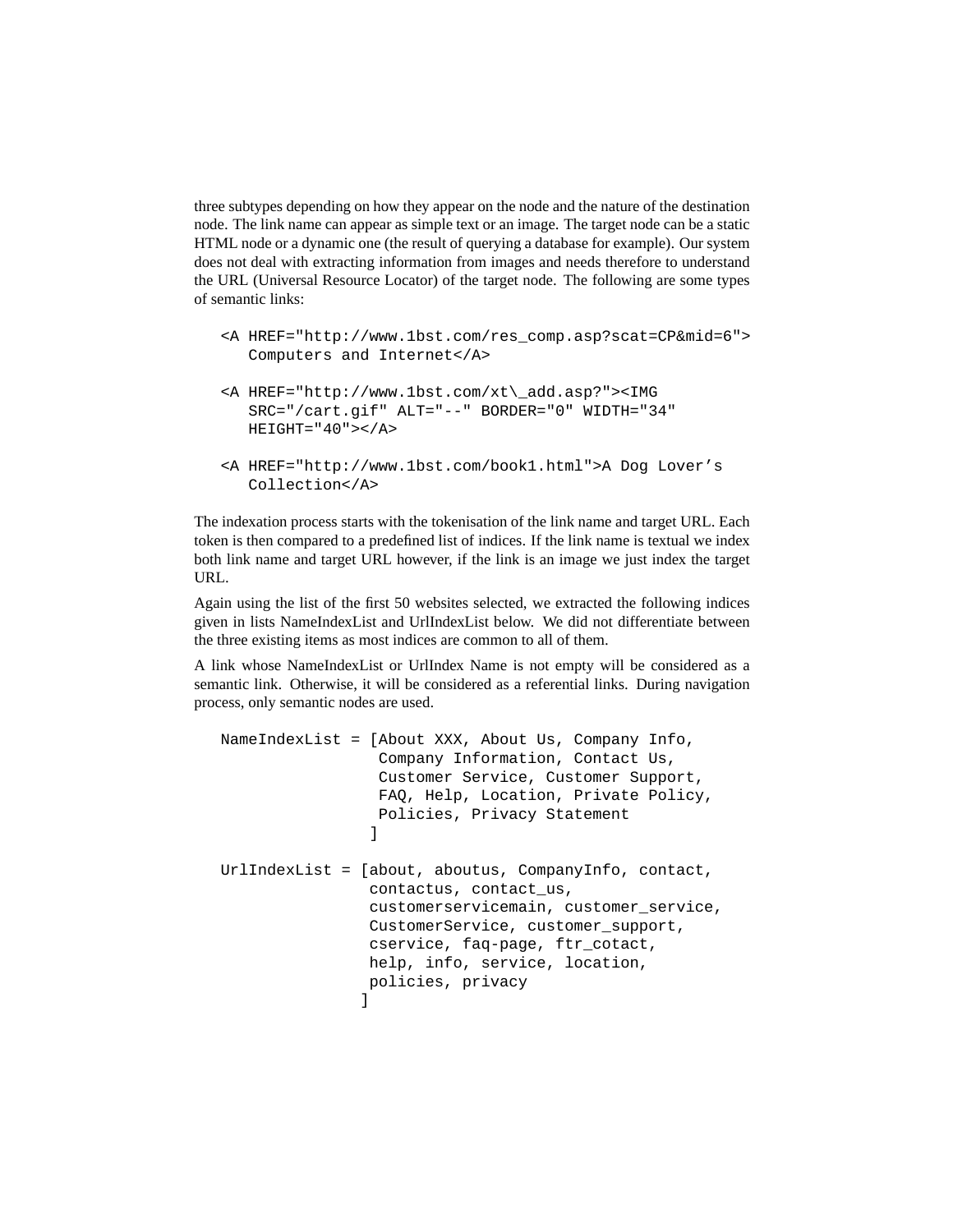three subtypes depending on how they appear on the node and the nature of the destination node. The link name can appear as simple text or an image. The target node can be a static HTML node or a dynamic one (the result of querying a database for example). Our system does not deal with extracting information from images and needs therefore to understand the URL (Universal Resource Locator) of the target node. The following are some types of semantic links:

```
<A HREF="http://www.1bst.com/res_comp.asp?scat=CP&mid=6">
   Computers and Internet</A>

<A HREF="http://www.1bst.com/xt\_add.asp?"><IMG
   SRC="/cart.gif" ALT="--" BORDER="0" WIDTH="34"
   HEIGHT="40"></A>

<A HREF="http://www.1bst.com/book1.html">A Dog Lover's
   Collection</A>
```

The indexation process starts with the tokenisation of the link name and target URL. Each token is then compared to a predefined list of indices. If the link name is textual we index both link name and target URL however, if the link is an image we just index the target URL.

Again using the list of the first 50 websites selected, we extracted the following indices given in lists NameIndexList and UrlIndexList below. We did not differentiate between the three existing items as most indices are common to all of them.

A link whose NameIndexList or UrlIndex Name is not empty will be considered as a semantic link. Otherwise, it will be considered as a referential links. During navigation process, only semantic nodes are used.

```
NameIndexList = [About XXX, About Us, Company Info,
                 Company Information, Contact Us,
                 Customer Service, Customer Support,
                 FAQ, Help, Location, Private Policy,
                 Policies, Privacy Statement
                ]

UrlIndexList = [about, aboutus, CompanyInfo, contact,
                contactus, contact_us,
                customerservicemain, customer_service,
                CustomerService, customer_support,
                cservice, faq-page, ftr_cotact,
                help, info, service, location,
                policies, privacy
               ]
```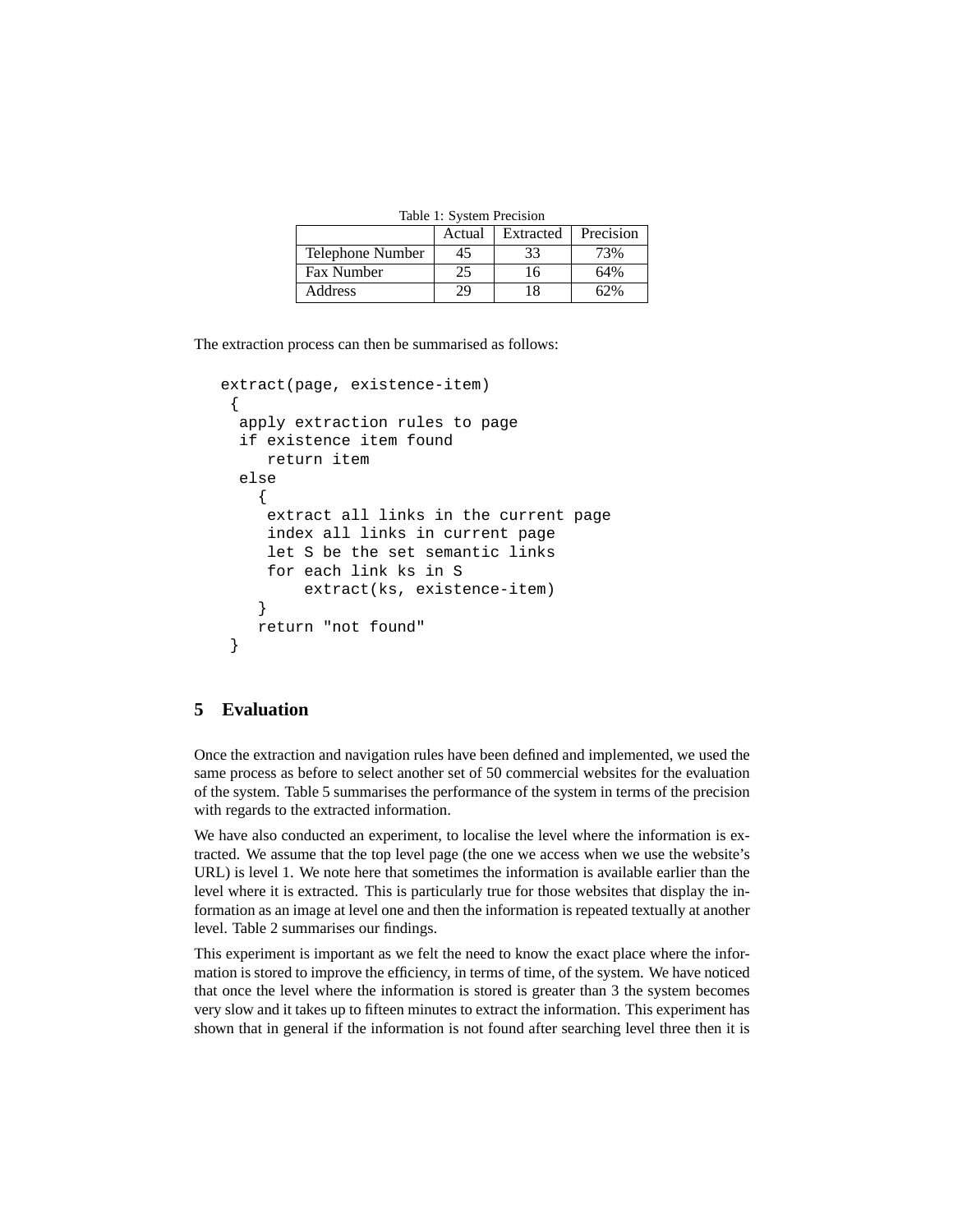Table 1: System Precision

| | Actual | Extracted | Precision |
|---|---|---|---|
| Telephone Number | 45 | 33 | 73% |
| Fax Number | 25 | 16 | 64% |
| Address | 29 | 18 | 62% |

The extraction process can then be summarised as follows:

```
extract(page, existence-item)
 {
  apply extraction rules to page
  if existence item found
     return item
  else
    {
     extract all links in the current page
     index all links in current page
     let S be the set semantic links
     for each link ks in S
         extract(ks, existence-item)
    }
    return "not found"
 }
```

## 5 Evaluation

Once the extraction and navigation rules have been defined and implemented, we used the same process as before to select another set of 50 commercial websites for the evaluation of the system. Table 5 summarises the performance of the system in terms of the precision with regards to the extracted information.

We have also conducted an experiment, to localise the level where the information is extracted. We assume that the top level page (the one we access when we use the website's URL) is level 1. We note here that sometimes the information is available earlier than the level where it is extracted. This is particularly true for those websites that display the information as an image at level one and then the information is repeated textually at another level. Table 2 summarises our findings.

This experiment is important as we felt the need to know the exact place where the information is stored to improve the efficiency, in terms of time, of the system. We have noticed that once the level where the information is stored is greater than 3 the system becomes very slow and it takes up to fifteen minutes to extract the information. This experiment has shown that in general if the information is not found after searching level three then it is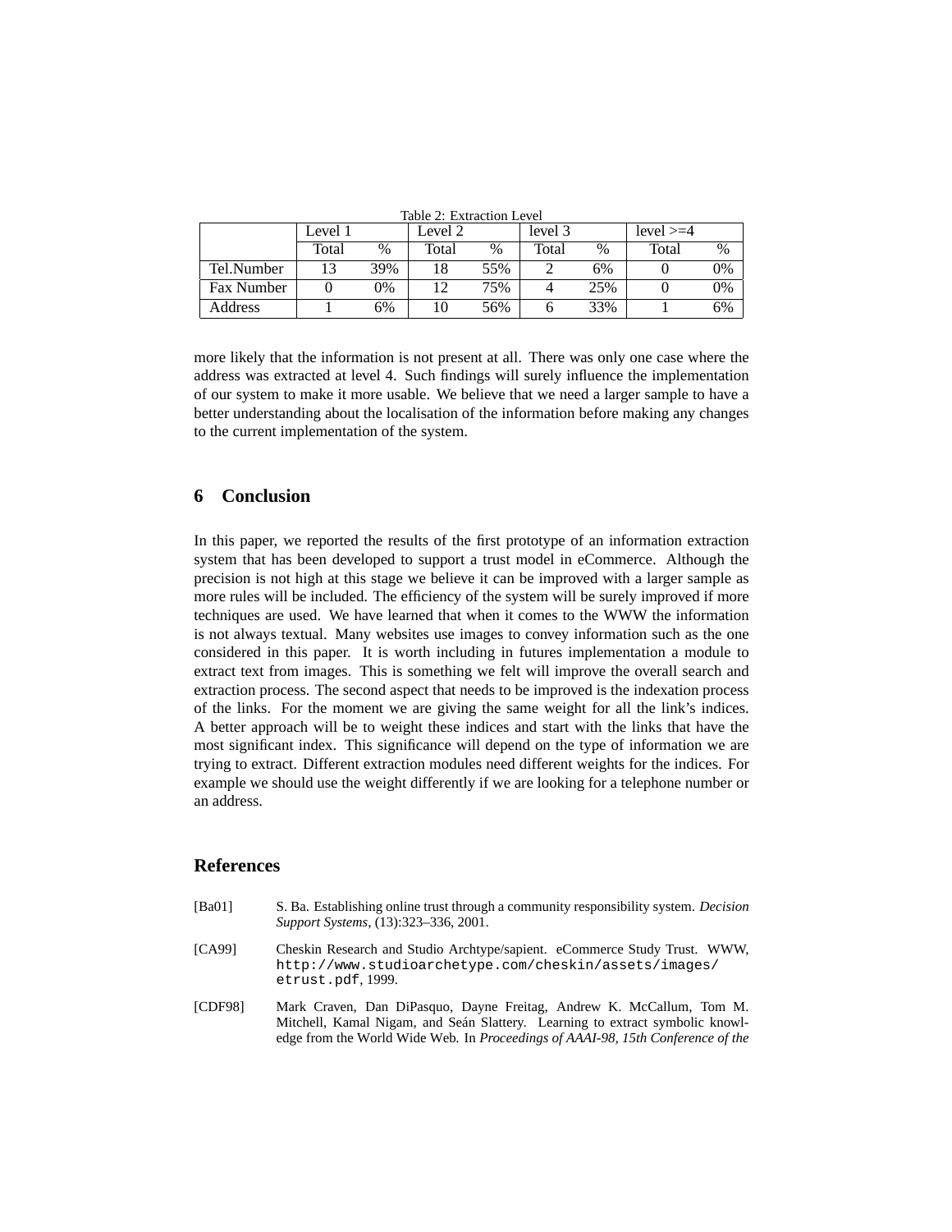Table 2: Extraction Level

| | Level 1 | | Level 2 | | level 3 | | level >=4 | |
|---|---|---|---|---|---|---|---|---|
| | Total | % | Total | % | Total | % | Total | % |
| Tel.Number | 13 | 39% | 18 | 55% | 2 | 6% | 0 | 0% |
| Fax Number | 0 | 0% | 12 | 75% | 4 | 25% | 0 | 0% |
| Address | 1 | 6% | 10 | 56% | 6 | 33% | 1 | 6% |

more likely that the information is not present at all. There was only one case where the address was extracted at level 4. Such findings will surely influence the implementation of our system to make it more usable. We believe that we need a larger sample to have a better understanding about the localisation of the information before making any changes to the current implementation of the system.

## 6 Conclusion

In this paper, we reported the results of the first prototype of an information extraction system that has been developed to support a trust model in eCommerce. Although the precision is not high at this stage we believe it can be improved with a larger sample as more rules will be included. The efficiency of the system will be surely improved if more techniques are used. We have learned that when it comes to the WWW the information is not always textual. Many websites use images to convey information such as the one considered in this paper. It is worth including in futures implementation a module to extract text from images. This is something we felt will improve the overall search and extraction process. The second aspect that needs to be improved is the indexation process of the links. For the moment we are giving the same weight for all the link's indices. A better approach will be to weight these indices and start with the links that have the most significant index. This significance will depend on the type of information we are trying to extract. Different extraction modules need different weights for the indices. For example we should use the weight differently if we are looking for a telephone number or an address.

## References

[Ba01] S. Ba. Establishing online trust through a community responsibility system. *Decision Support Systems*, (13):323–336, 2001.

[CA99] Cheskin Research and Studio Archtype/sapient. eCommerce Study Trust. WWW, `http://www.studioarchetype.com/cheskin/assets/images/etrust.pdf`, 1999.

[CDF98] Mark Craven, Dan DiPasquo, Dayne Freitag, Andrew K. McCallum, Tom M. Mitchell, Kamal Nigam, and Seán Slattery. Learning to extract symbolic knowledge from the World Wide Web. In *Proceedings of AAAI-98, 15th Conference of the*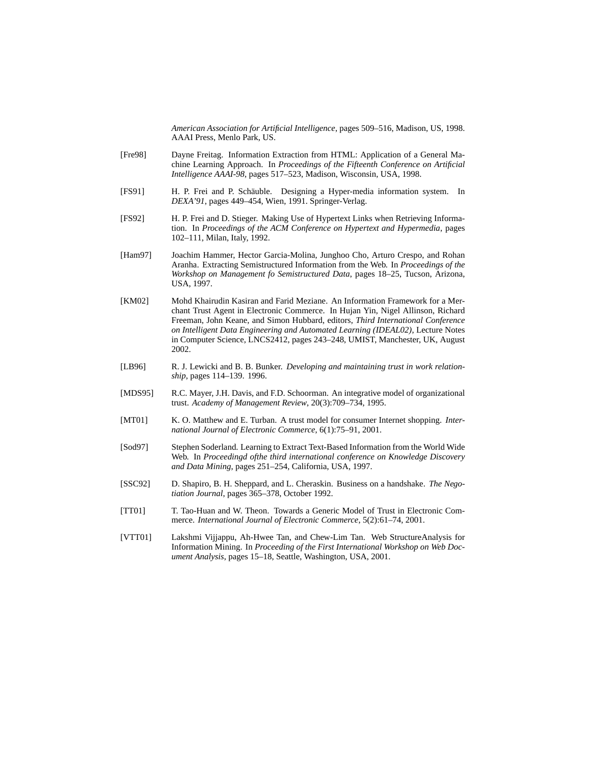*American Association for Artificial Intelligence*, pages 509–516, Madison, US, 1998. AAAI Press, Menlo Park, US.

[Fre98] Dayne Freitag. Information Extraction from HTML: Application of a General Machine Learning Approach. In *Proceedings of the Fifteenth Conference on Artificial Intelligence AAAI-98*, pages 517–523, Madison, Wisconsin, USA, 1998.

[FS91] H. P. Frei and P. Schäuble. Designing a Hyper-media information system. In *DEXA'91*, pages 449–454, Wien, 1991. Springer-Verlag.

[FS92] H. P. Frei and D. Stieger. Making Use of Hypertext Links when Retrieving Information. In *Proceedings of the ACM Conference on Hypertext and Hypermedia*, pages 102–111, Milan, Italy, 1992.

[Ham97] Joachim Hammer, Hector Garcia-Molina, Junghoo Cho, Arturo Crespo, and Rohan Aranha. Extracting Semistructured Information from the Web. In *Proceedings of the Workshop on Management fo Semistructured Data*, pages 18–25, Tucson, Arizona, USA, 1997.

[KM02] Mohd Khairudin Kasiran and Farid Meziane. An Information Framework for a Merchant Trust Agent in Electronic Commerce. In Hujan Yin, Nigel Allinson, Richard Freeman, John Keane, and Simon Hubbard, editors, *Third International Conference on Intelligent Data Engineering and Automated Learning (IDEAL02)*, Lecture Notes in Computer Science, LNCS2412, pages 243–248, UMIST, Manchester, UK, August 2002.

[LB96] R. J. Lewicki and B. B. Bunker. *Developing and maintaining trust in work relationship*, pages 114–139. 1996.

[MDS95] R.C. Mayer, J.H. Davis, and F.D. Schoorman. An integrative model of organizational trust. *Academy of Management Review*, 20(3):709–734, 1995.

[MT01] K. O. Matthew and E. Turban. A trust model for consumer Internet shopping. *International Journal of Electronic Commerce*, 6(1):75–91, 2001.

[Sod97] Stephen Soderland. Learning to Extract Text-Based Information from the World Wide Web. In *Proceedingd ofthe third international conference on Knowledge Discovery and Data Mining*, pages 251–254, California, USA, 1997.

[SSC92] D. Shapiro, B. H. Sheppard, and L. Cheraskin. Business on a handshake. *The Negotiation Journal*, pages 365–378, October 1992.

[TT01] T. Tao-Huan and W. Theon. Towards a Generic Model of Trust in Electronic Commerce. *International Journal of Electronic Commerce*, 5(2):61–74, 2001.

[VTT01] Lakshmi Vijjappu, Ah-Hwee Tan, and Chew-Lim Tan. Web StructureAnalysis for Information Mining. In *Proceeding of the First International Workshop on Web Document Analysis*, pages 15–18, Seattle, Washington, USA, 2001.